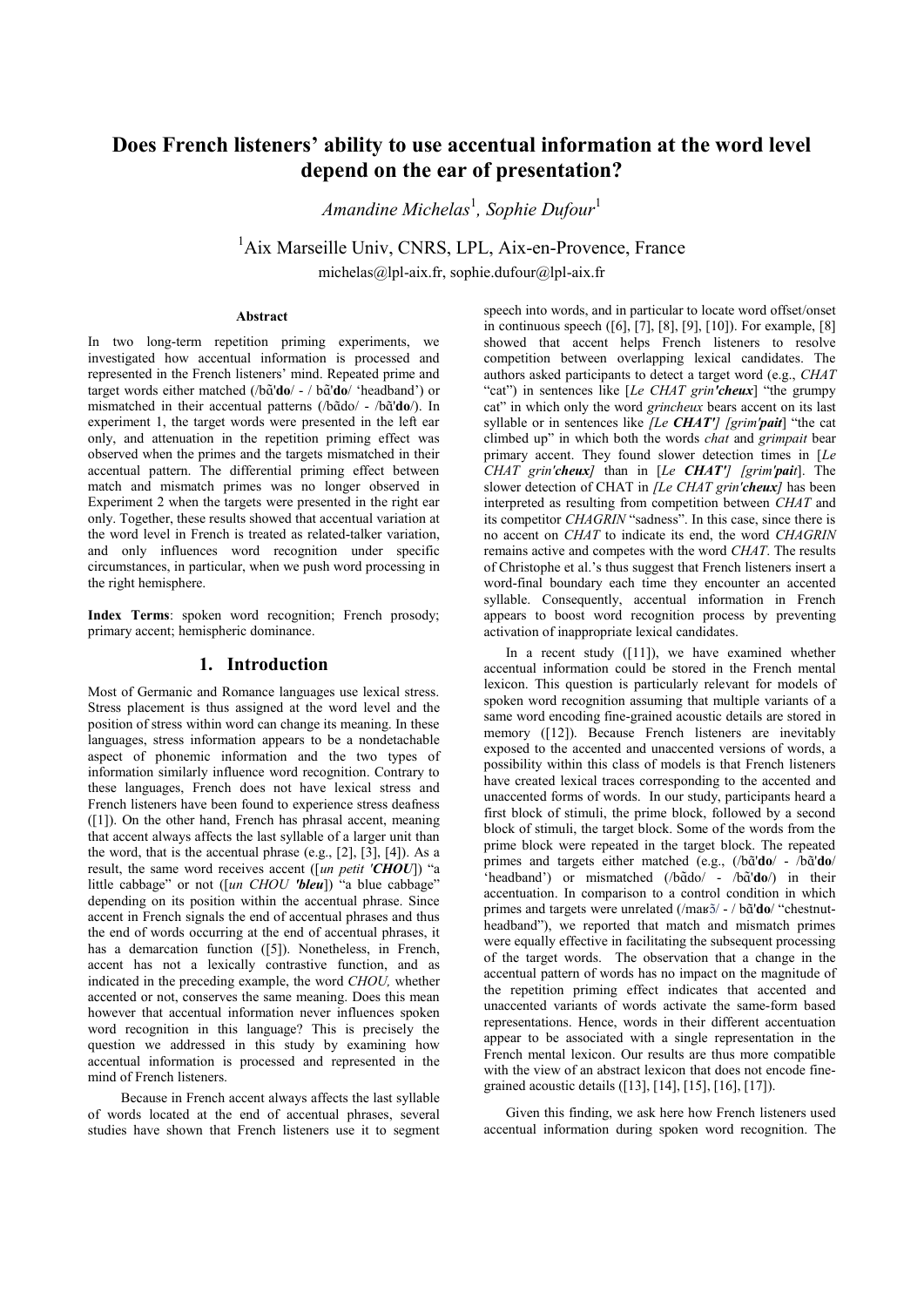# Does French listeners' ability to use accentual information at the word level depend on the ear of presentation?

*Amandine Michelas*[1], *Sophie Dufour*[1]

[1]Aix Marseille Univ, CNRS, LPL, Aix-en-Provence, France

michelas@lpl-aix.fr, sophie.dufour@lpl-aix.fr

### Abstract

In two long-term repetition priming experiments, we investigated how accentual information is processed and represented in the French listeners' mind. Repeated prime and target words either matched (/bɑ̃'**do**/ - / bɑ̃'**do**/ 'headband') or mismatched in their accentual patterns (/bɑ̃do/ - /bɑ̃'**do**/). In experiment 1, the target words were presented in the left ear only, and attenuation in the repetition priming effect was observed when the primes and the targets mismatched in their accentual pattern. The differential priming effect between match and mismatch primes was no longer observed in Experiment 2 when the targets were presented in the right ear only. Together, these results showed that accentual variation at the word level in French is treated as related-talker variation, and only influences word recognition under specific circumstances, in particular, when we push word processing in the right hemisphere.

**Index Terms**: spoken word recognition; French prosody; primary accent; hemispheric dominance.

## 1. Introduction

Most of Germanic and Romance languages use lexical stress. Stress placement is thus assigned at the word level and the position of stress within word can change its meaning. In these languages, stress information appears to be a nondetachable aspect of phonemic information and the two types of information similarly influence word recognition. Contrary to these languages, French does not have lexical stress and French listeners have been found to experience stress deafness ([1]). On the other hand, French has phrasal accent, meaning that accent always affects the last syllable of a larger unit than the word, that is the accentual phrase (e.g., [2], [3], [4]). As a result, the same word receives accent ([*un petit 'CHOU*]) "a little cabbage" or not ([*un CHOU 'bleu*]) "a blue cabbage" depending on its position within the accentual phrase. Since accent in French signals the end of accentual phrases and thus the end of words occurring at the end of accentual phrases, it has a demarcation function ([5]). Nonetheless, in French, accent has not a lexically contrastive function, and as indicated in the preceding example, the word *CHOU,* whether accented or not, conserves the same meaning. Does this mean however that accentual information never influences spoken word recognition in this language? This is precisely the question we addressed in this study by examining how accentual information is processed and represented in the mind of French listeners.

Because in French accent always affects the last syllable of words located at the end of accentual phrases, several studies have shown that French listeners use it to segment speech into words, and in particular to locate word offset/onset in continuous speech ([6], [7], [8], [9], [10]). For example, [8] showed that accent helps French listeners to resolve competition between overlapping lexical candidates. The authors asked participants to detect a target word (e.g., *CHAT* "cat") in sentences like [*Le CHAT grin'cheux*] "the grumpy cat" in which only the word *grincheux* bears accent on its last syllable or in sentences like *[Le **CHAT'**] [grim'**pait**]* "the cat climbed up" in which both the words *chat* and *grimpait* bear primary accent. They found slower detection times in [*Le CHAT grin'cheux]* than in [*Le **CHAT'**] [grim'**pait**]*. The slower detection of CHAT in *[Le CHAT grin'cheux]* has been interpreted as resulting from competition between *CHAT* and its competitor *CHAGRIN* "sadness". In this case, since there is no accent on *CHAT* to indicate its end, the word *CHAGRIN* remains active and competes with the word *CHAT*. The results of Christophe et al.'s thus suggest that French listeners insert a word-final boundary each time they encounter an accented syllable. Consequently, accentual information in French appears to boost word recognition process by preventing activation of inappropriate lexical candidates.

In a recent study ([11]), we have examined whether accentual information could be stored in the French mental lexicon. This question is particularly relevant for models of spoken word recognition assuming that multiple variants of a same word encoding fine-grained acoustic details are stored in memory ([12]). Because French listeners are inevitably exposed to the accented and unaccented versions of words, a possibility within this class of models is that French listeners have created lexical traces corresponding to the accented and unaccented forms of words. In our study, participants heard a first block of stimuli, the prime block, followed by a second block of stimuli, the target block. Some of the words from the prime block were repeated in the target block. The repeated primes and targets either matched (e.g., (/bɑ̃'**do**/ - /bɑ̃'**do**/ 'headband') or mismatched (/bɑ̃do/ - /bɑ̃'**do**/) in their accentuation. In comparison to a control condition in which primes and targets were unrelated (/maʁɔ̃/ - / bɑ̃'**do**/ "chestnut-headband"), we reported that match and mismatch primes were equally effective in facilitating the subsequent processing of the target words. The observation that a change in the accentual pattern of words has no impact on the magnitude of the repetition priming effect indicates that accented and unaccented variants of words activate the same-form based representations. Hence, words in their different accentuation appear to be associated with a single representation in the French mental lexicon. Our results are thus more compatible with the view of an abstract lexicon that does not encode fine-grained acoustic details ([13], [14], [15], [16], [17]).

Given this finding, we ask here how French listeners used accentual information during spoken word recognition. The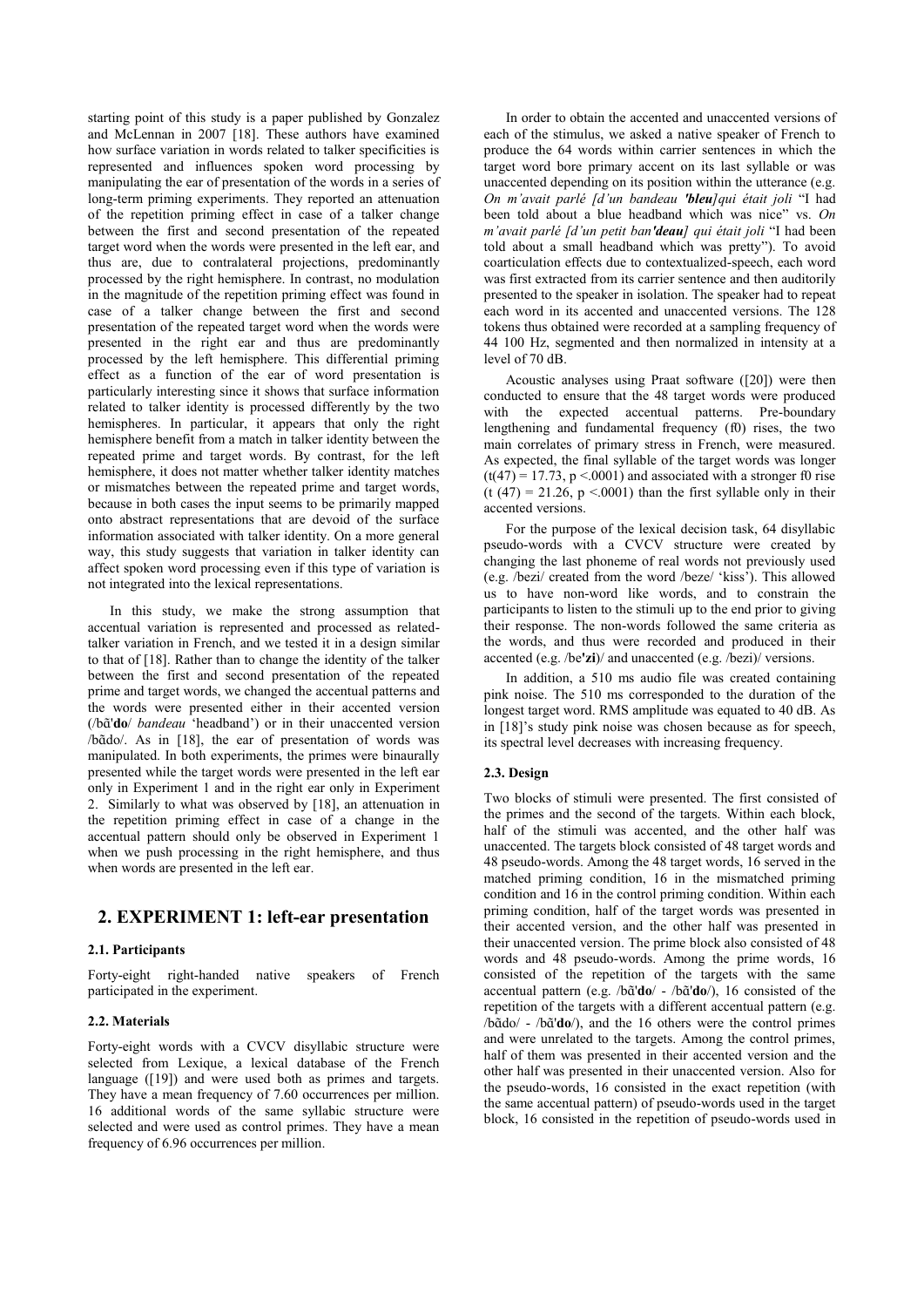starting point of this study is a paper published by Gonzalez and McLennan in 2007 [18]. These authors have examined how surface variation in words related to talker specificities is represented and influences spoken word processing by manipulating the ear of presentation of the words in a series of long-term priming experiments. They reported an attenuation of the repetition priming effect in case of a talker change between the first and second presentation of the repeated target word when the words were presented in the left ear, and thus are, due to contralateral projections, predominantly processed by the right hemisphere. In contrast, no modulation in the magnitude of the repetition priming effect was found in case of a talker change between the first and second presentation of the repeated target word when the words were presented in the right ear and thus are predominantly processed by the left hemisphere. This differential priming effect as a function of the ear of word presentation is particularly interesting since it shows that surface information related to talker identity is processed differently by the two hemispheres. In particular, it appears that only the right hemisphere benefit from a match in talker identity between the repeated prime and target words. By contrast, for the left hemisphere, it does not matter whether talker identity matches or mismatches between the repeated prime and target words, because in both cases the input seems to be primarily mapped onto abstract representations that are devoid of the surface information associated with talker identity. On a more general way, this study suggests that variation in talker identity can affect spoken word processing even if this type of variation is not integrated into the lexical representations.

In this study, we make the strong assumption that accentual variation is represented and processed as related-talker variation in French, and we tested it in a design similar to that of [18]. Rather than to change the identity of the talker between the first and second presentation of the repeated prime and target words, we changed the accentual patterns and the words were presented either in their accented version (/bɑ̃'**do**/ *bandeau* 'headband') or in their unaccented version /bɑ̃do/. As in [18], the ear of presentation of words was manipulated. In both experiments, the primes were binaurally presented while the target words were presented in the left ear only in Experiment 1 and in the right ear only in Experiment 2. Similarly to what was observed by [18], an attenuation in the repetition priming effect in case of a change in the accentual pattern should only be observed in Experiment 1 when we push processing in the right hemisphere, and thus when words are presented in the left ear.

## 2. EXPERIMENT 1: left-ear presentation

### 2.1. Participants

Forty-eight right-handed native speakers of French participated in the experiment.

### 2.2. Materials

Forty-eight words with a CVCV disyllabic structure were selected from Lexique, a lexical database of the French language ([19]) and were used both as primes and targets. They have a mean frequency of 7.60 occurrences per million. 16 additional words of the same syllabic structure were selected and were used as control primes. They have a mean frequency of 6.96 occurrences per million.

In order to obtain the accented and unaccented versions of each of the stimulus, we asked a native speaker of French to produce the 64 words within carrier sentences in which the target word bore primary accent on its last syllable or was unaccented depending on its position within the utterance (e.g. *On m'avait parlé [d'un bandeau **'bleu**] qui était joli* "I had been told about a blue headband which was nice" vs. *On m'avait parlé [d'un petit ban**'deau**] qui était joli* "I had been told about a small headband which was pretty"). To avoid coarticulation effects due to contextualized-speech, each word was first extracted from its carrier sentence and then auditorily presented to the speaker in isolation. The speaker had to repeat each word in its accented and unaccented versions. The 128 tokens thus obtained were recorded at a sampling frequency of 44 100 Hz, segmented and then normalized in intensity at a level of 70 dB.

Acoustic analyses using Praat software ([20]) were then conducted to ensure that the 48 target words were produced with the expected accentual patterns. Pre-boundary lengthening and fundamental frequency (f0) rises, the two main correlates of primary stress in French, were measured. As expected, the final syllable of the target words was longer ($t(47) = 17.73$, $p < .0001$) and associated with a stronger f0 rise ($t(47) = 21.26$, $p < .0001$) than the first syllable only in their accented versions.

For the purpose of the lexical decision task, 64 disyllabic pseudo-words with a CVCV structure were created by changing the last phoneme of real words not previously used (e.g. /bezi/ created from the word /beze/ 'kiss'). This allowed us to have non-word like words, and to constrain the participants to listen to the stimuli up to the end prior to giving their response. The non-words followed the same criteria as the words, and thus were recorded and produced in their accented (e.g. /be**'zi**)/ and unaccented (e.g. /bezi)/ versions.

In addition, a 510 ms audio file was created containing pink noise. The 510 ms corresponded to the duration of the longest target word. RMS amplitude was equated to 40 dB. As in [18]'s study pink noise was chosen because as for speech, its spectral level decreases with increasing frequency.

### 2.3. Design

Two blocks of stimuli were presented. The first consisted of the primes and the second of the targets. Within each block, half of the stimuli was accented, and the other half was unaccented. The targets block consisted of 48 target words and 48 pseudo-words. Among the 48 target words, 16 served in the matched priming condition, 16 in the mismatched priming condition and 16 in the control priming condition. Within each priming condition, half of the target words was presented in their accented version, and the other half was presented in their unaccented version. The prime block also consisted of 48 words and 48 pseudo-words. Among the prime words, 16 consisted of the repetition of the targets with the same accentual pattern (e.g. /bɑ̃'**do**/ - /bɑ̃'**do**/), 16 consisted of the repetition of the targets with a different accentual pattern (e.g. /bɑ̃do/ - /bɑ̃'**do**/), and the 16 others were the control primes and were unrelated to the targets. Among the control primes, half of them was presented in their accented version and the other half was presented in their unaccented version. Also for the pseudo-words, 16 consisted in the exact repetition (with the same accentual pattern) of pseudo-words used in the target block, 16 consisted in the repetition of pseudo-words used in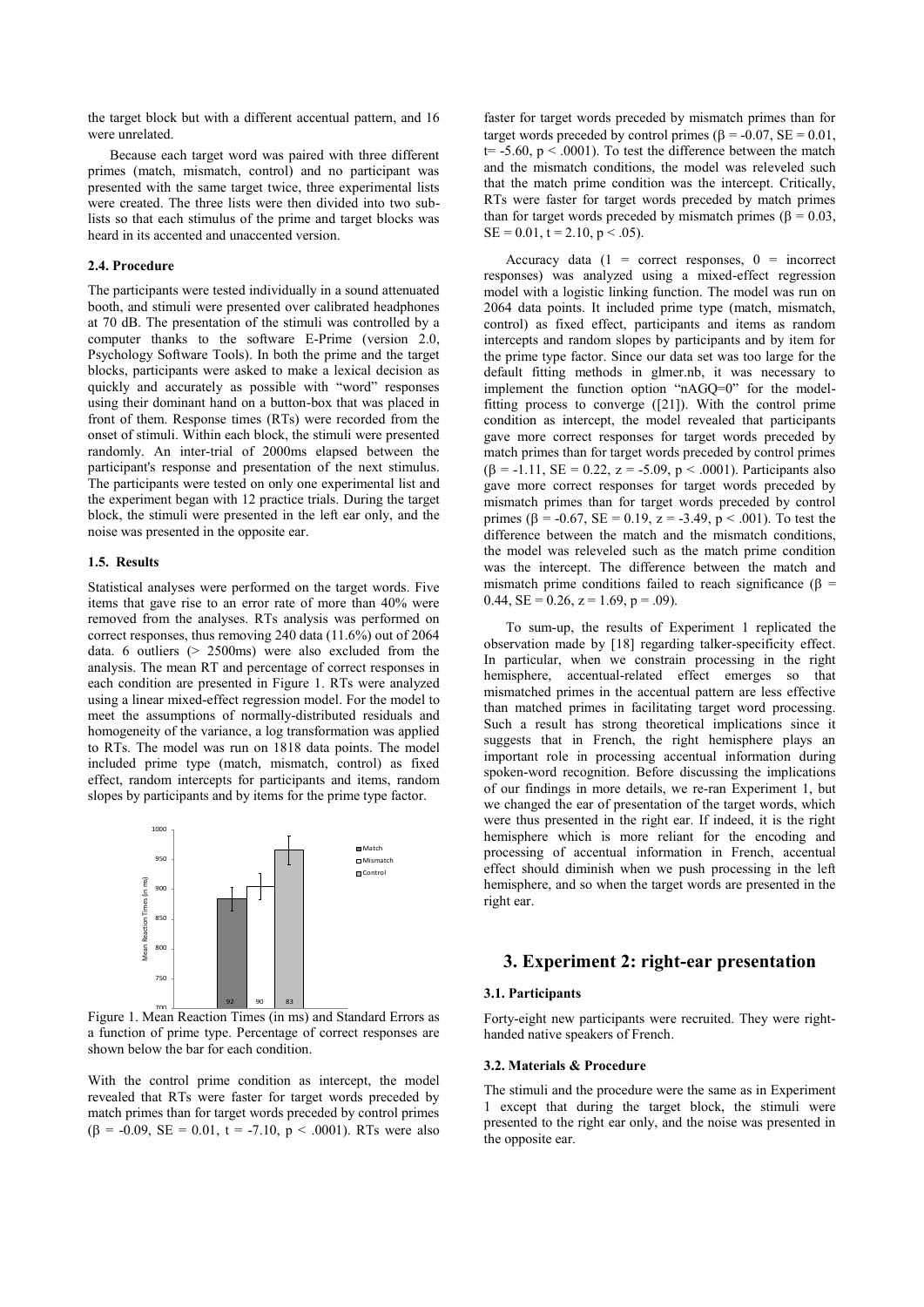the target block but with a different accentual pattern, and 16 were unrelated.

Because each target word was paired with three different primes (match, mismatch, control) and no participant was presented with the same target twice, three experimental lists were created. The three lists were then divided into two sub-lists so that each stimulus of the prime and target blocks was heard in its accented and unaccented version.

### 2.4. Procedure

The participants were tested individually in a sound attenuated booth, and stimuli were presented over calibrated headphones at 70 dB. The presentation of the stimuli was controlled by a computer thanks to the software E-Prime (version 2.0, Psychology Software Tools). In both the prime and the target blocks, participants were asked to make a lexical decision as quickly and accurately as possible with "word" responses using their dominant hand on a button-box that was placed in front of them. Response times (RTs) were recorded from the onset of stimuli. Within each block, the stimuli were presented randomly. An inter-trial of 2000ms elapsed between the participant's response and presentation of the next stimulus. The participants were tested on only one experimental list and the experiment began with 12 practice trials. During the target block, the stimuli were presented in the left ear only, and the noise was presented in the opposite ear.

### 1.5. Results

Statistical analyses were performed on the target words. Five items that gave rise to an error rate of more than 40% were removed from the analyses. RTs analysis was performed on correct responses, thus removing 240 data (11.6%) out of 2064 data. 6 outliers (> 2500ms) were also excluded from the analysis. The mean RT and percentage of correct responses in each condition are presented in Figure 1. RTs were analyzed using a linear mixed-effect regression model. For the model to meet the assumptions of normally-distributed residuals and homogeneity of the variance, a log transformation was applied to RTs. The model was run on 1818 data points. The model included prime type (match, mismatch, control) as fixed effect, random intercepts for participants and items, random slopes by participants and by items for the prime type factor.

Figure 1. Mean Reaction Times (in ms) and Standard Errors as a function of prime type. Percentage of correct responses are shown below the bar for each condition.

With the control prime condition as intercept, the model revealed that RTs were faster for target words preceded by match primes than for target words preceded by control primes ($\beta$ = -0.09, SE = 0.01, t = -7.10, $p < .0001$). RTs were also faster for target words preceded by mismatch primes than for target words preceded by control primes ($\beta$ = -0.07, SE = 0.01, t= -5.60, $p < .0001$). To test the difference between the match and the mismatch conditions, the model was releveled such that the match prime condition was the intercept. Critically, RTs were faster for target words preceded by match primes than for target words preceded by mismatch primes ($\beta$ = 0.03, SE = 0.01, t = 2.10, $p < .05$).

Accuracy data (1 = correct responses, 0 = incorrect responses) was analyzed using a mixed-effect regression model with a logistic linking function. The model was run on 2064 data points. It included prime type (match, mismatch, control) as fixed effect, participants and items as random intercepts and random slopes by participants and by item for the prime type factor. Since our data set was too large for the default fitting methods in glmer.nb, it was necessary to implement the function option "nAGQ=0" for the model-fitting process to converge ([21]). With the control prime condition as intercept, the model revealed that participants gave more correct responses for target words preceded by match primes than for target words preceded by control primes ($\beta$ = -1.11, SE = 0.22, z = -5.09, $p < .0001$). Participants also gave more correct responses for target words preceded by mismatch primes than for target words preceded by control primes ($\beta$ = -0.67, SE = 0.19, z = -3.49, $p < .001$). To test the difference between the match and the mismatch conditions, the model was releveled such as the match prime condition was the intercept. The difference between the match and mismatch prime conditions failed to reach significance ($\beta$ = 0.44, SE = 0.26, z = 1.69, p = .09).

To sum-up, the results of Experiment 1 replicated the observation made by [18] regarding talker-specificity effect. In particular, when we constrain processing in the right hemisphere, accentual-related effect emerges so that mismatched primes in the accentual pattern are less effective than matched primes in facilitating target word processing. Such a result has strong theoretical implications since it suggests that in French, the right hemisphere plays an important role in processing accentual information during spoken-word recognition. Before discussing the implications of our findings in more details, we re-ran Experiment 1, but we changed the ear of presentation of the target words, which were thus presented in the right ear. If indeed, it is the right hemisphere which is more reliant for the encoding and processing of accentual information in French, accentual effect should diminish when we push processing in the left hemisphere, and so when the target words are presented in the right ear.

## 3. Experiment 2: right-ear presentation

### 3.1. Participants

Forty-eight new participants were recruited. They were right-handed native speakers of French.

### 3.2. Materials & Procedure

The stimuli and the procedure were the same as in Experiment 1 except that during the target block, the stimuli were presented to the right ear only, and the noise was presented in the opposite ear.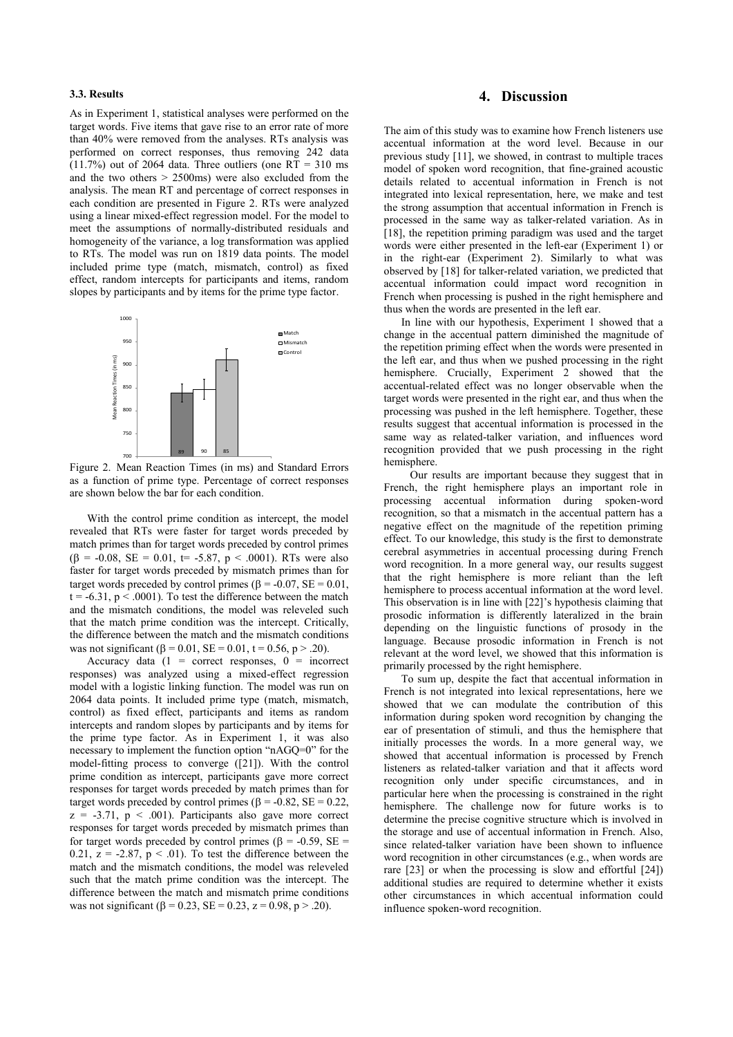### 3.3. Results

As in Experiment 1, statistical analyses were performed on the target words. Five items that gave rise to an error rate of more than 40% were removed from the analyses. RTs analysis was performed on correct responses, thus removing 242 data (11.7%) out of 2064 data. Three outliers (one RT = 310 ms and the two others > 2500ms) were also excluded from the analysis. The mean RT and percentage of correct responses in each condition are presented in Figure 2. RTs were analyzed using a linear mixed-effect regression model. For the model to meet the assumptions of normally-distributed residuals and homogeneity of the variance, a log transformation was applied to RTs. The model was run on 1819 data points. The model included prime type (match, mismatch, control) as fixed effect, random intercepts for participants and items, random slopes by participants and by items for the prime type factor.

Figure 2. Mean Reaction Times (in ms) and Standard Errors as a function of prime type. Percentage of correct responses are shown below the bar for each condition.

With the control prime condition as intercept, the model revealed that RTs were faster for target words preceded by match primes than for target words preceded by control primes ($\beta$ = -0.08, SE = 0.01, t= -5.87, $p < .0001$). RTs were also faster for target words preceded by mismatch primes than for target words preceded by control primes ($\beta$ = -0.07, SE = 0.01, t = -6.31, $p < .0001$). To test the difference between the match and the mismatch conditions, the model was releveled such that the match prime condition was the intercept. Critically, the difference between the match and the mismatch conditions was not significant ($\beta$ = 0.01, SE = 0.01, t = 0.56, $p > .20$).

Accuracy data (1 = correct responses, 0 = incorrect responses) was analyzed using a mixed-effect regression model with a logistic linking function. The model was run on 2064 data points. It included prime type (match, mismatch, control) as fixed effect, participants and items as random intercepts and random slopes by participants and by items for the prime type factor. As in Experiment 1, it was also necessary to implement the function option "nAGQ=0" for the model-fitting process to converge ([21]). With the control prime condition as intercept, participants gave more correct responses for target words preceded by match primes than for target words preceded by control primes ($\beta$ = -0.82, SE = 0.22, z = -3.71, $p < .001$). Participants also gave more correct responses for target words preceded by mismatch primes than for target words preceded by control primes ($\beta$ = -0.59, SE = 0.21, z = -2.87, $p < .01$). To test the difference between the match and the mismatch conditions, the model was releveled such that the match prime condition was the intercept. The difference between the match and mismatch prime conditions was not significant ($\beta$ = 0.23, SE = 0.23, z = 0.98, $p > .20$).

## 4. Discussion

The aim of this study was to examine how French listeners use accentual information at the word level. Because in our previous study [11], we showed, in contrast to multiple traces model of spoken word recognition, that fine-grained acoustic details related to accentual information in French is not integrated into lexical representation, here, we make and test the strong assumption that accentual information in French is processed in the same way as talker-related variation. As in [18], the repetition priming paradigm was used and the target words were either presented in the left-ear (Experiment 1) or in the right-ear (Experiment 2). Similarly to what was observed by [18] for talker-related variation, we predicted that accentual information could impact word recognition in French when processing is pushed in the right hemisphere and thus when the words are presented in the left ear.

In line with our hypothesis, Experiment 1 showed that a change in the accentual pattern diminished the magnitude of the repetition priming effect when the words were presented in the left ear, and thus when we pushed processing in the right hemisphere. Crucially, Experiment 2 showed that the accentual-related effect was no longer observable when the target words were presented in the right ear, and thus when the processing was pushed in the left hemisphere. Together, these results suggest that accentual information is processed in the same way as related-talker variation, and influences word recognition provided that we push processing in the right hemisphere.

Our results are important because they suggest that in French, the right hemisphere plays an important role in processing accentual information during spoken-word recognition, so that a mismatch in the accentual pattern has a negative effect on the magnitude of the repetition priming effect. To our knowledge, this study is the first to demonstrate cerebral asymmetries in accentual processing during French word recognition. In a more general way, our results suggest that the right hemisphere is more reliant than the left hemisphere to process accentual information at the word level. This observation is in line with [22]'s hypothesis claiming that prosodic information is differently lateralized in the brain depending on the linguistic functions of prosody in the language. Because prosodic information in French is not relevant at the word level, we showed that this information is primarily processed by the right hemisphere.

To sum up, despite the fact that accentual information in French is not integrated into lexical representations, here we showed that we can modulate the contribution of this information during spoken word recognition by changing the ear of presentation of stimuli, and thus the hemisphere that initially processes the words. In a more general way, we showed that accentual information is processed by French listeners as related-talker variation and that it affects word recognition only under specific circumstances, and in particular here when the processing is constrained in the right hemisphere. The challenge now for future works is to determine the precise cognitive structure which is involved in the storage and use of accentual information in French. Also, since related-talker variation have been shown to influence word recognition in other circumstances (e.g., when words are rare [23] or when the processing is slow and effortful [24]) additional studies are required to determine whether it exists other circumstances in which accentual information could influence spoken-word recognition.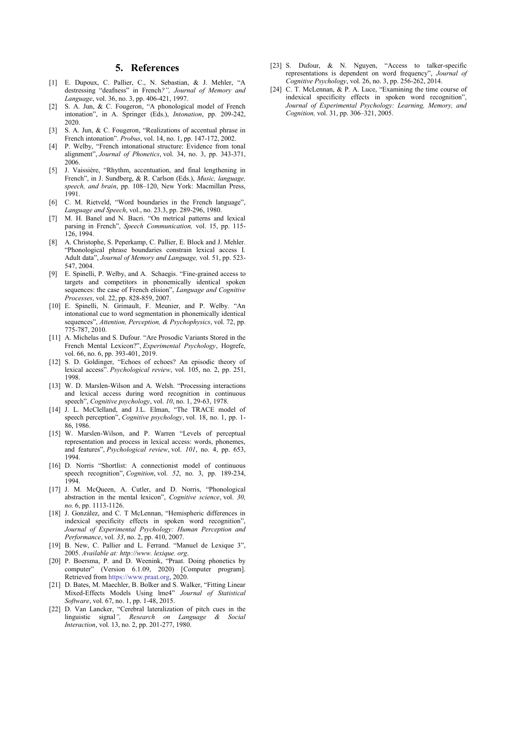## 5. References

[1] E. Dupoux, C. Pallier, C., N. Sebastian, & J. Mehler, "A destressing "deafness" in French*?", Journal of Memory and Language*, vol. 36, no. 3, pp. 406-421, 1997.

[2] S. A. Jun, & C. Fougeron, "A phonological model of French intonation", in A. Springer (Eds.), *Intonation*, pp. 209-242, 2020.

[3] S. A. Jun, & C. Fougeron, "Realizations of accentual phrase in French intonation". *Probus*, vol. 14, no. 1, pp. 147-172, 2002.

[4] P. Welby, "French intonational structure: Evidence from tonal alignment", *Journal of Phonetics*, vol. 34, no. 3, pp. 343-371, 2006.

[5] J. Vaissière, "Rhythm, accentuation, and final lengthening in French", in J. Sundberg, & R. Carlson (Eds.), *Music, language, speech, and brain*, pp. 108–120, New York: Macmillan Press, 1991.

[6] C. M. Rietveld, "Word boundaries in the French language", *Language and Speech*, vol., no. 23.3, pp. 289-296, 1980.

[7] M. H. Banel and N. Bacri. "On metrical patterns and lexical parsing in French", *Speech Communication,* vol. 15, pp. 115-126, 1994.

[8] A. Christophe, S. Peperkamp, C. Pallier, E. Block and J. Mehler. "Phonological phrase boundaries constrain lexical access I. Adult data", *Journal of Memory and Language,* vol. 51, pp. 523-547, 2004.

[9] E. Spinelli, P. Welby, and A. Schaegis. "Fine-grained access to targets and competitors in phonemically identical spoken sequences: the case of French elision", *Language and Cognitive Processes*, vol. 22, pp. 828-859, 2007.

[10] E. Spinelli, N. Grimault, F. Meunier, and P. Welby. "An intonational cue to word segmentation in phonemically identical sequences", *Attention, Perception, & Psychophysics*, vol. 72, pp. 775-787, 2010.

[11] A. Michelas and S. Dufour. "Are Prosodic Variants Stored in the French Mental Lexicon?", *Experimental Psychology*, Hogrefe, vol. 66, no. 6, pp. 393-401, 2019.

[12] S. D. Goldinger, "Echoes of echoes? An episodic theory of lexical access". *Psychological review*, vol. 105, no. 2, pp. 251, 1998.

[13] W. D. Marslen-Wilson and A. Welsh. "Processing interactions and lexical access during word recognition in continuous speech", *Cognitive psychology*, vol. *10*, no. 1, 29-63, 1978.

[14] J. L. McClelland, and J.L. Elman, "The TRACE model of speech perception", *Cognitive psychology*, vol. 18, no. 1, pp. 1-86, 1986.

[15] W. Marslen-Wilson, and P. Warren "Levels of perceptual representation and process in lexical access: words, phonemes, and features", *Psychological review*, vol. *101*, no. 4, pp. 653, 1994.

[16] D. Norris "Shortlist: A connectionist model of continuous speech recognition", *Cognition*, vol. *52*, no. 3, pp. 189-234, 1994.

[17] J. M. McQueen, A. Cutler, and D. Norris, "Phonological abstraction in the mental lexicon", *Cognitive science*, vol. *30, no.* 6, pp. 1113-1126.

[18] J. González, and C. T McLennan, "Hemispheric differences in indexical specificity effects in spoken word recognition", *Journal of Experimental Psychology: Human Perception and Performance*, vol. *33*, no. 2, pp. 410, 2007.

[19] B. New, C. Pallier and L. Ferrand. "Manuel de Lexique 3", 2005. *Available at: http://www. lexique. org*.

[20] P. Boersma, P. and D. Weenink, "Praat. Doing phonetics by computer" (Version 6.1.09, 2020) [Computer program]. Retrieved from https://www.praat.org, 2020.

[21] D. Bates, M. Maechler, B. Bolker and S. Walker, "Fitting Linear Mixed-Effects Models Using lme4" *Journal of Statistical Software*, vol. 67, no. 1, pp. 1-48, 2015.

[22] D. Van Lancker, "Cerebral lateralization of pitch cues in the linguistic signal*", Research on Language & Social Interaction*, vol. 13, no. 2, pp. 201-277, 1980.

[23] S. Dufour, & N. Nguyen, "Access to talker-specific representations is dependent on word frequency", *Journal of Cognitive Psychology*, vol. 26, no. 3, pp. 256-262, 2014.

[24] C. T. McLennan, & P. A. Luce, "Examining the time course of indexical specificity effects in spoken word recognition", *Journal of Experimental Psychology: Learning, Memory, and Cognition,* vol. 31, pp. 306–321, 2005.